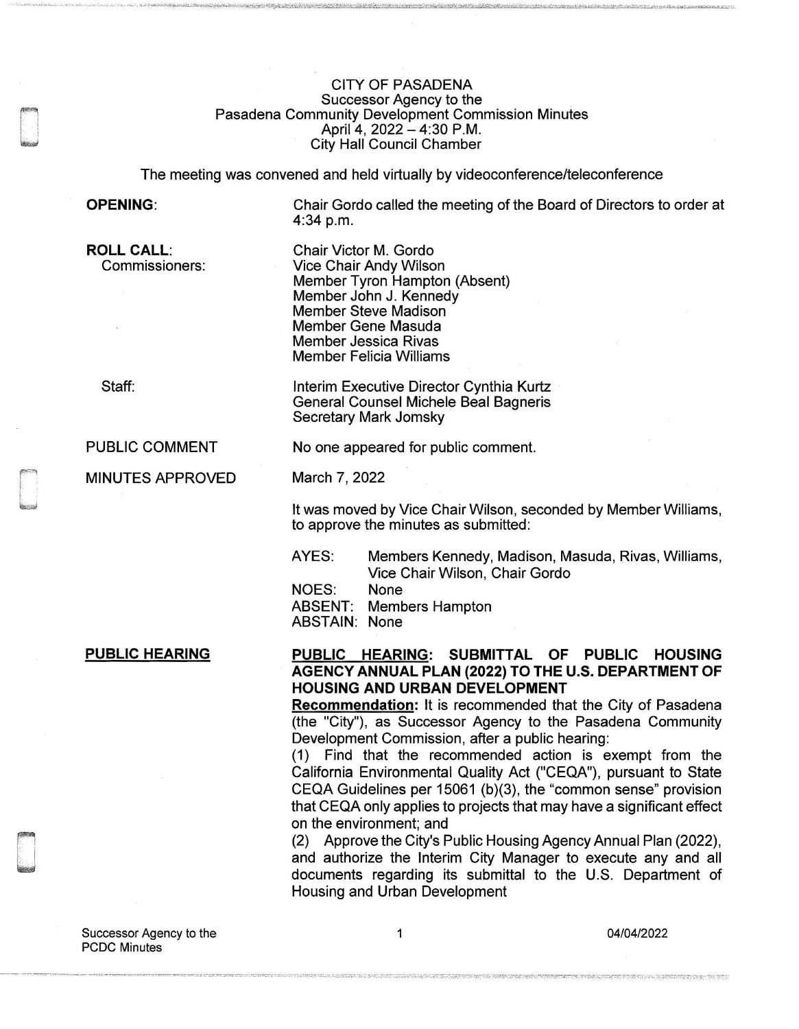CITY OF PASADENA
Successor Agency to the
Pasadena Community Development Commission Minutes
April 4, 2022 – 4:30 P.M.
City Hall Council Chamber

The meeting was convened and held virtually by videoconference/teleconference

**OPENING**: Chair Gordo called the meeting of the Board of Directors to order at 4:34 p.m.

**ROLL CALL**:
Commissioners:

Chair Victor M. Gordo
Vice Chair Andy Wilson
Member Tyron Hampton (Absent)
Member John J. Kennedy
Member Steve Madison
Member Gene Masuda
Member Jessica Rivas
Member Felicia Williams

Staff:

Interim Executive Director Cynthia Kurtz
General Counsel Michele Beal Bagneris
Secretary Mark Jomsky

PUBLIC COMMENT: No one appeared for public comment.

MINUTES APPROVED: March 7, 2022

It was moved by Vice Chair Wilson, seconded by Member Williams, to approve the minutes as submitted:

AYES: Members Kennedy, Madison, Masuda, Rivas, Williams, Vice Chair Wilson, Chair Gordo
NOES: None
ABSENT: Members Hampton
ABSTAIN: None

**PUBLIC HEARING**

**PUBLIC HEARING: SUBMITTAL OF PUBLIC HOUSING AGENCY ANNUAL PLAN (2022) TO THE U.S. DEPARTMENT OF HOUSING AND URBAN DEVELOPMENT**

**Recommendation:** It is recommended that the City of Pasadena (the "City"), as Successor Agency to the Pasadena Community Development Commission, after a public hearing:

(1) Find that the recommended action is exempt from the California Environmental Quality Act ("CEQA"), pursuant to State CEQA Guidelines per 15061 (b)(3), the "common sense" provision that CEQA only applies to projects that may have a significant effect on the environment; and

(2) Approve the City's Public Housing Agency Annual Plan (2022), and authorize the Interim City Manager to execute any and all documents regarding its submittal to the U.S. Department of Housing and Urban Development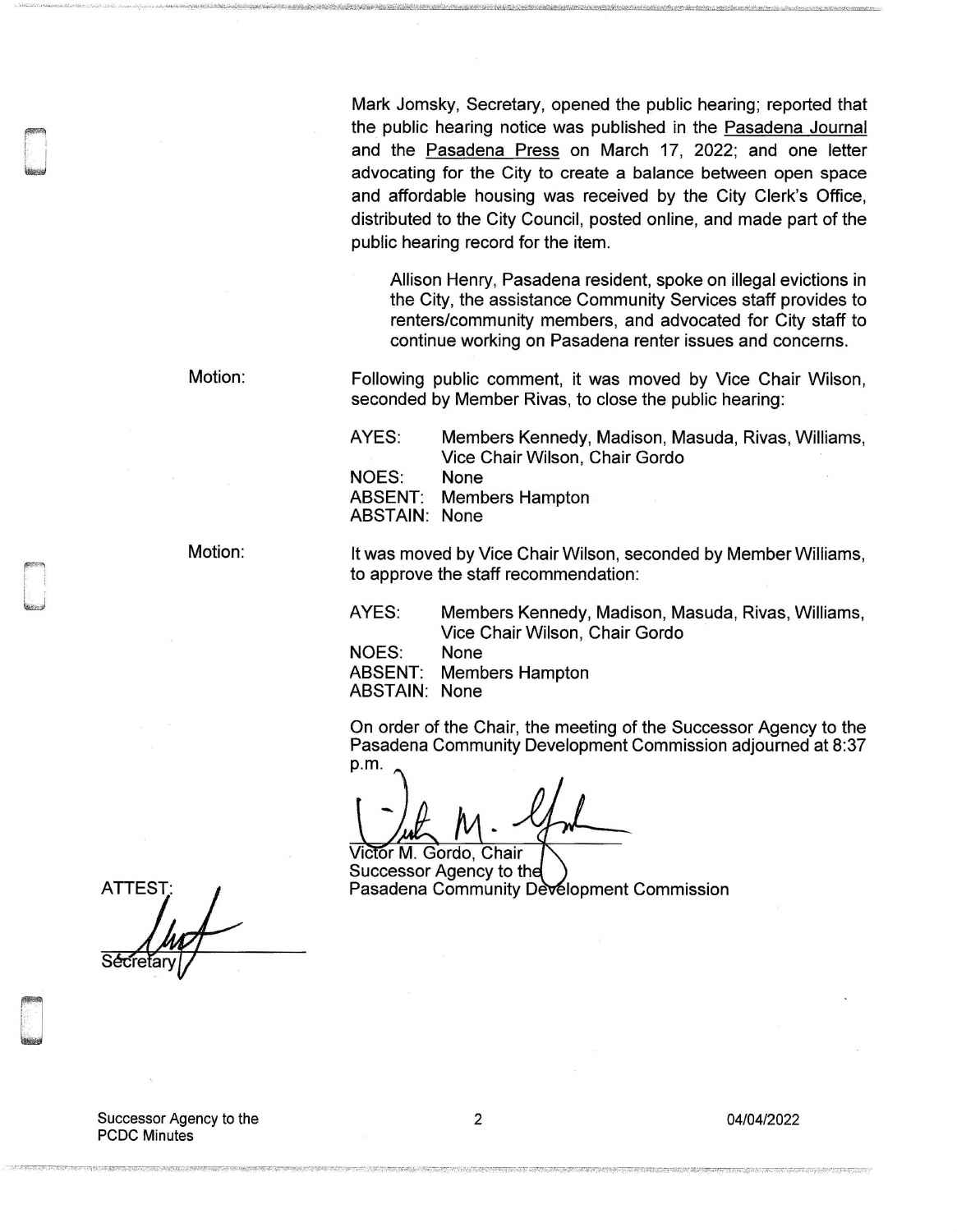Mark Jomsky, Secretary, opened the public hearing; reported that the public hearing notice was published in the Pasadena Journal and the Pasadena Press on March 17, 2022; and one letter advocating for the City to create a balance between open space and affordable housing was received by the City Clerk's Office, distributed to the City Council, posted online, and made part of the public hearing record for the item.

> Allison Henry, Pasadena resident, spoke on illegal evictions in the City, the assistance Community Services staff provides to renters/community members, and advocated for City staff to continue working on Pasadena renter issues and concerns.

Motion:

Following public comment, it was moved by Vice Chair Wilson, seconded by Member Rivas, to close the public hearing:

| | |
|---|---|
| AYES: | Members Kennedy, Madison, Masuda, Rivas, Williams, Vice Chair Wilson, Chair Gordo |
| NOES: | None |
| ABSENT: | Members Hampton |
| ABSTAIN: | None |

Motion:

It was moved by Vice Chair Wilson, seconded by Member Williams, to approve the staff recommendation:

| | |
|---|---|
| AYES: | Members Kennedy, Madison, Masuda, Rivas, Williams, Vice Chair Wilson, Chair Gordo |
| NOES: | None |
| ABSENT: | Members Hampton |
| ABSTAIN: | None |

On order of the Chair, the meeting of the Successor Agency to the Pasadena Community Development Commission adjourned at 8:37 p.m.

Victor M. Gordo, Chair
Successor Agency to the
Pasadena Community Development Commission

ATTEST:

Secretary